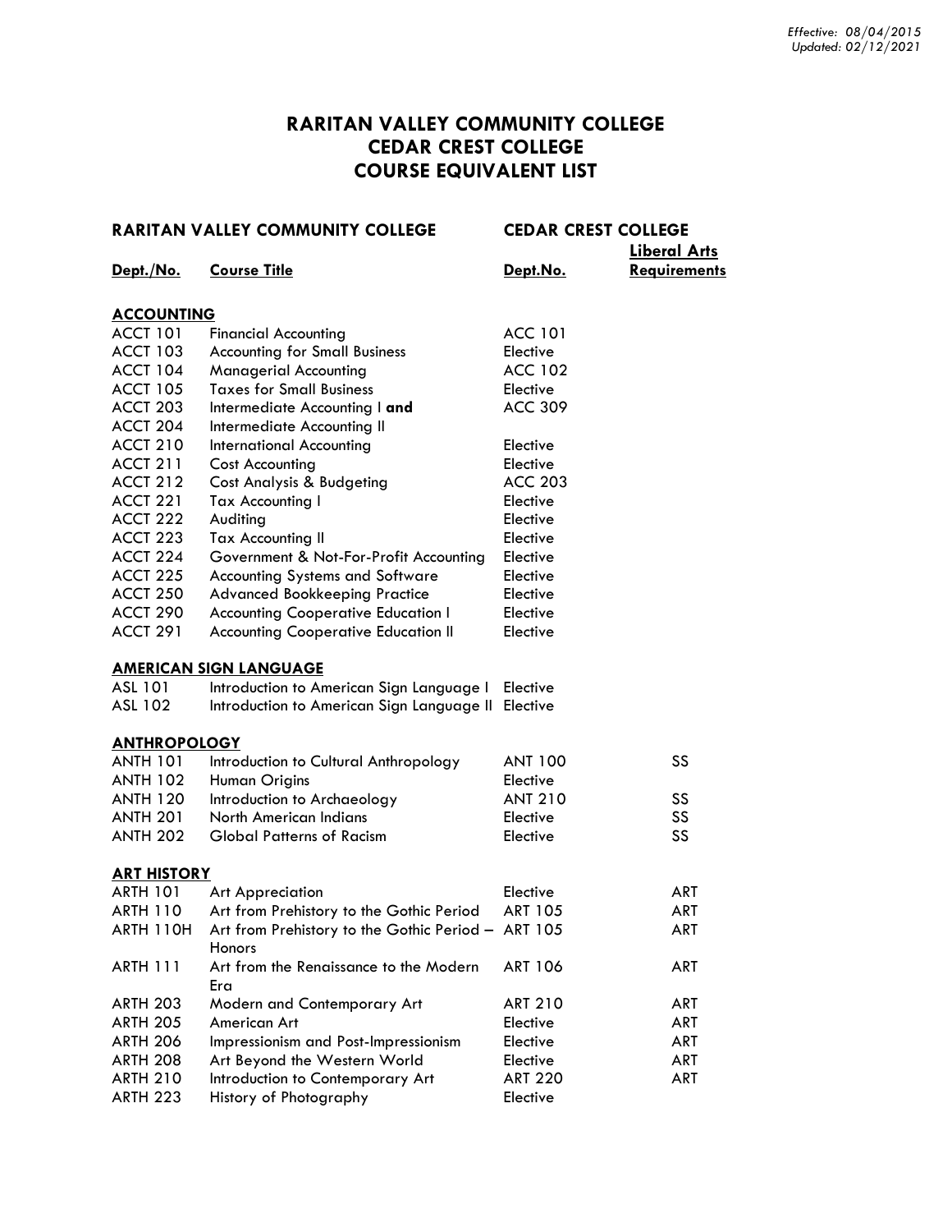*Effective: 08/04/2015*
*Updated: 02/12/2021*

# RARITAN VALLEY COMMUNITY COLLEGE
# CEDAR CREST COLLEGE
# COURSE EQUIVALENT LIST

| RARITAN VALLEY COMMUNITY COLLEGE | | CEDAR CREST COLLEGE | |
|---|---|---|---|
| **Dept./No.** | **Course Title** | **Dept.No.** | **Liberal Arts Requirements** |
| **ACCOUNTING** | | | |
| ACCT 101 | Financial Accounting | ACC 101 | |
| ACCT 103 | Accounting for Small Business | Elective | |
| ACCT 104 | Managerial Accounting | ACC 102 | |
| ACCT 105 | Taxes for Small Business | Elective | |
| ACCT 203 | Intermediate Accounting I **and** | ACC 309 | |
| ACCT 204 | Intermediate Accounting II | | |
| ACCT 210 | International Accounting | Elective | |
| ACCT 211 | Cost Accounting | Elective | |
| ACCT 212 | Cost Analysis & Budgeting | ACC 203 | |
| ACCT 221 | Tax Accounting I | Elective | |
| ACCT 222 | Auditing | Elective | |
| ACCT 223 | Tax Accounting II | Elective | |
| ACCT 224 | Government & Not-For-Profit Accounting | Elective | |
| ACCT 225 | Accounting Systems and Software | Elective | |
| ACCT 250 | Advanced Bookkeeping Practice | Elective | |
| ACCT 290 | Accounting Cooperative Education I | Elective | |
| ACCT 291 | Accounting Cooperative Education II | Elective | |
| **AMERICAN SIGN LANGUAGE** | | | |
| ASL 101 | Introduction to American Sign Language I | Elective | |
| ASL 102 | Introduction to American Sign Language II | Elective | |
| **ANTHROPOLOGY** | | | |
| ANTH 101 | Introduction to Cultural Anthropology | ANT 100 | SS |
| ANTH 102 | Human Origins | Elective | |
| ANTH 120 | Introduction to Archaeology | ANT 210 | SS |
| ANTH 201 | North American Indians | Elective | SS |
| ANTH 202 | Global Patterns of Racism | Elective | SS |
| **ART HISTORY** | | | |
| ARTH 101 | Art Appreciation | Elective | ART |
| ARTH 110 | Art from Prehistory to the Gothic Period | ART 105 | ART |
| ARTH 110H | Art from Prehistory to the Gothic Period – Honors | ART 105 | ART |
| ARTH 111 | Art from the Renaissance to the Modern Era | ART 106 | ART |
| ARTH 203 | Modern and Contemporary Art | ART 210 | ART |
| ARTH 205 | American Art | Elective | ART |
| ARTH 206 | Impressionism and Post-Impressionism | Elective | ART |
| ARTH 208 | Art Beyond the Western World | Elective | ART |
| ARTH 210 | Introduction to Contemporary Art | ART 220 | ART |
| ARTH 223 | History of Photography | Elective | |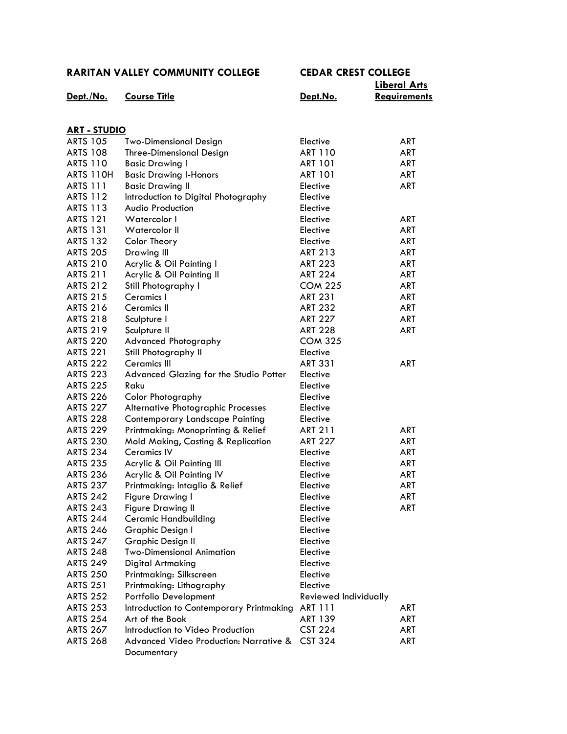| RARITAN VALLEY COMMUNITY COLLEGE | | CEDAR CREST COLLEGE | |
|---|---|---|---|
| **Dept./No.** | **Course Title** | **Dept.No.** | **Liberal Arts Requirements** |
| **ART - STUDIO** | | | |
| ARTS 105 | Two-Dimensional Design | Elective | ART |
| ARTS 108 | Three-Dimensional Design | ART 110 | ART |
| ARTS 110 | Basic Drawing I | ART 101 | ART |
| ARTS 110H | Basic Drawing I-Honors | ART 101 | ART |
| ARTS 111 | Basic Drawing II | Elective | ART |
| ARTS 112 | Introduction to Digital Photography | Elective | |
| ARTS 113 | Audio Production | Elective | |
| ARTS 121 | Watercolor I | Elective | ART |
| ARTS 131 | Watercolor II | Elective | ART |
| ARTS 132 | Color Theory | Elective | ART |
| ARTS 205 | Drawing III | ART 213 | ART |
| ARTS 210 | Acrylic & Oil Painting I | ART 223 | ART |
| ARTS 211 | Acrylic & Oil Painting II | ART 224 | ART |
| ARTS 212 | Still Photography I | COM 225 | ART |
| ARTS 215 | Ceramics I | ART 231 | ART |
| ARTS 216 | Ceramics II | ART 232 | ART |
| ARTS 218 | Sculpture I | ART 227 | ART |
| ARTS 219 | Sculpture II | ART 228 | ART |
| ARTS 220 | Advanced Photography | COM 325 | |
| ARTS 221 | Still Photography II | Elective | |
| ARTS 222 | Ceramics III | ART 331 | ART |
| ARTS 223 | Advanced Glazing for the Studio Potter | Elective | |
| ARTS 225 | Raku | Elective | |
| ARTS 226 | Color Photography | Elective | |
| ARTS 227 | Alternative Photographic Processes | Elective | |
| ARTS 228 | Contemporary Landscape Painting | Elective | |
| ARTS 229 | Printmaking: Monoprinting & Relief | ART 211 | ART |
| ARTS 230 | Mold Making, Casting & Replication | ART 227 | ART |
| ARTS 234 | Ceramics IV | Elective | ART |
| ARTS 235 | Acrylic & Oil Painting III | Elective | ART |
| ARTS 236 | Acrylic & Oil Painting IV | Elective | ART |
| ARTS 237 | Printmaking: Intaglio & Relief | Elective | ART |
| ARTS 242 | Figure Drawing I | Elective | ART |
| ARTS 243 | Figure Drawing II | Elective | ART |
| ARTS 244 | Ceramic Handbuilding | Elective | |
| ARTS 246 | Graphic Design I | Elective | |
| ARTS 247 | Graphic Design II | Elective | |
| ARTS 248 | Two-Dimensional Animation | Elective | |
| ARTS 249 | Digital Artmaking | Elective | |
| ARTS 250 | Printmaking: Silkscreen | Elective | |
| ARTS 251 | Printmaking: Lithography | Elective | |
| ARTS 252 | Portfolio Development | Reviewed Individually | |
| ARTS 253 | Introduction to Contemporary Printmaking | ART 111 | ART |
| ARTS 254 | Art of the Book | ART 139 | ART |
| ARTS 267 | Introduction to Video Production | CST 224 | ART |
| ARTS 268 | Advanced Video Production: Narrative & Documentary | CST 324 | ART |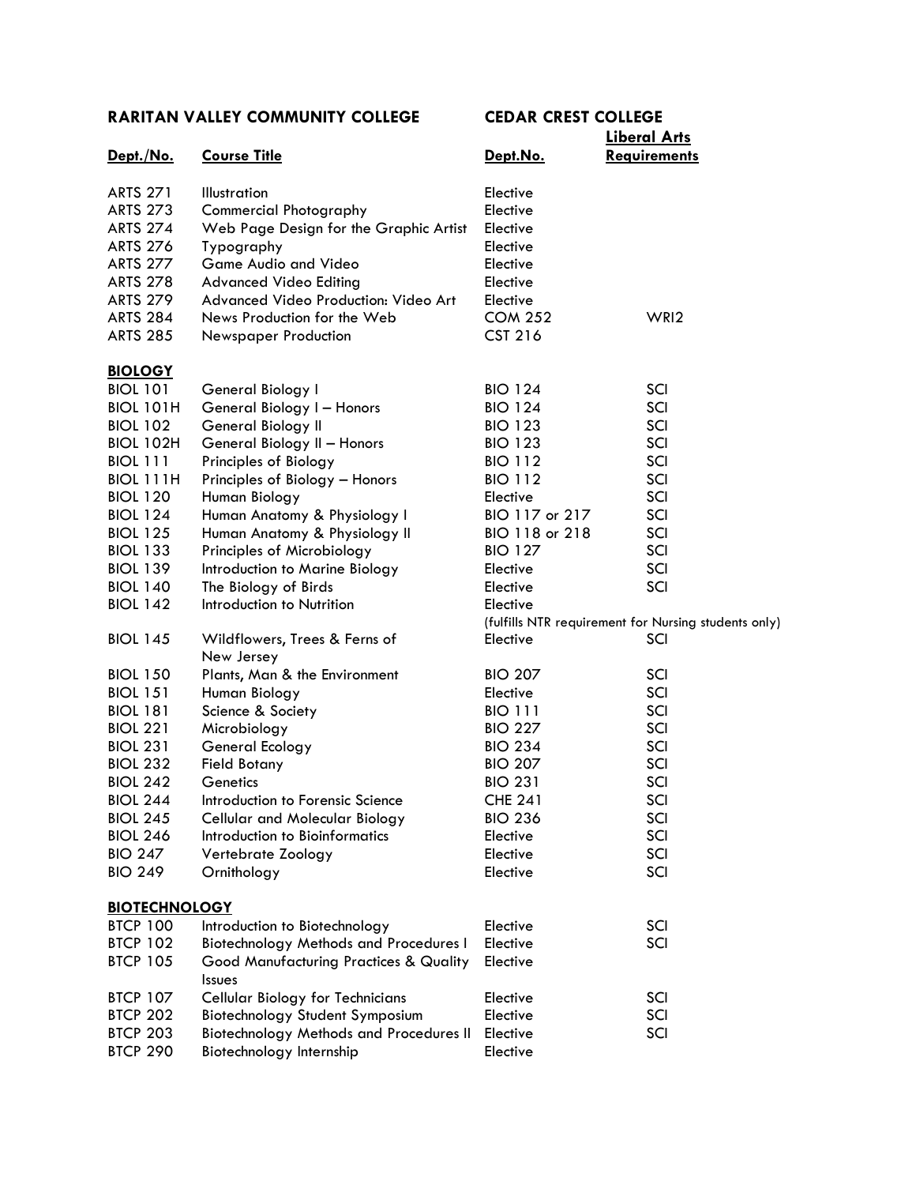| RARITAN VALLEY COMMUNITY COLLEGE | | CEDAR CREST COLLEGE | |
|---|---|---|---|
| **Dept./No.** | **Course Title** | **Dept.No.** | **Liberal Arts Requirements** |
| ARTS 271 | Illustration | Elective | |
| ARTS 273 | Commercial Photography | Elective | |
| ARTS 274 | Web Page Design for the Graphic Artist | Elective | |
| ARTS 276 | Typography | Elective | |
| ARTS 277 | Game Audio and Video | Elective | |
| ARTS 278 | Advanced Video Editing | Elective | |
| ARTS 279 | Advanced Video Production: Video Art | Elective | |
| ARTS 284 | News Production for the Web | COM 252 | WRI2 |
| ARTS 285 | Newspaper Production | CST 216 | |
| **BIOLOGY** | | | |
| BIOL 101 | General Biology I | BIO 124 | SCI |
| BIOL 101H | General Biology I – Honors | BIO 124 | SCI |
| BIOL 102 | General Biology II | BIO 123 | SCI |
| BIOL 102H | General Biology II – Honors | BIO 123 | SCI |
| BIOL 111 | Principles of Biology | BIO 112 | SCI |
| BIOL 111H | Principles of Biology – Honors | BIO 112 | SCI |
| BIOL 120 | Human Biology | Elective | SCI |
| BIOL 124 | Human Anatomy & Physiology I | BIO 117 or 217 | SCI |
| BIOL 125 | Human Anatomy & Physiology II | BIO 118 or 218 | SCI |
| BIOL 133 | Principles of Microbiology | BIO 127 | SCI |
| BIOL 139 | Introduction to Marine Biology | Elective | SCI |
| BIOL 140 | The Biology of Birds | Elective | SCI |
| BIOL 142 | Introduction to Nutrition | Elective (fulfills NTR requirement for Nursing students only) | |
| BIOL 145 | Wildflowers, Trees & Ferns of New Jersey | Elective | SCI |
| BIOL 150 | Plants, Man & the Environment | BIO 207 | SCI |
| BIOL 151 | Human Biology | Elective | SCI |
| BIOL 181 | Science & Society | BIO 111 | SCI |
| BIOL 221 | Microbiology | BIO 227 | SCI |
| BIOL 231 | General Ecology | BIO 234 | SCI |
| BIOL 232 | Field Botany | BIO 207 | SCI |
| BIOL 242 | Genetics | BIO 231 | SCI |
| BIOL 244 | Introduction to Forensic Science | CHE 241 | SCI |
| BIOL 245 | Cellular and Molecular Biology | BIO 236 | SCI |
| BIOL 246 | Introduction to Bioinformatics | Elective | SCI |
| BIO 247 | Vertebrate Zoology | Elective | SCI |
| BIO 249 | Ornithology | Elective | SCI |
| **BIOTECHNOLOGY** | | | |
| BTCP 100 | Introduction to Biotechnology | Elective | SCI |
| BTCP 102 | Biotechnology Methods and Procedures I | Elective | SCI |
| BTCP 105 | Good Manufacturing Practices & Quality Issues | Elective | |
| BTCP 107 | Cellular Biology for Technicians | Elective | SCI |
| BTCP 202 | Biotechnology Student Symposium | Elective | SCI |
| BTCP 203 | Biotechnology Methods and Procedures II | Elective | SCI |
| BTCP 290 | Biotechnology Internship | Elective | |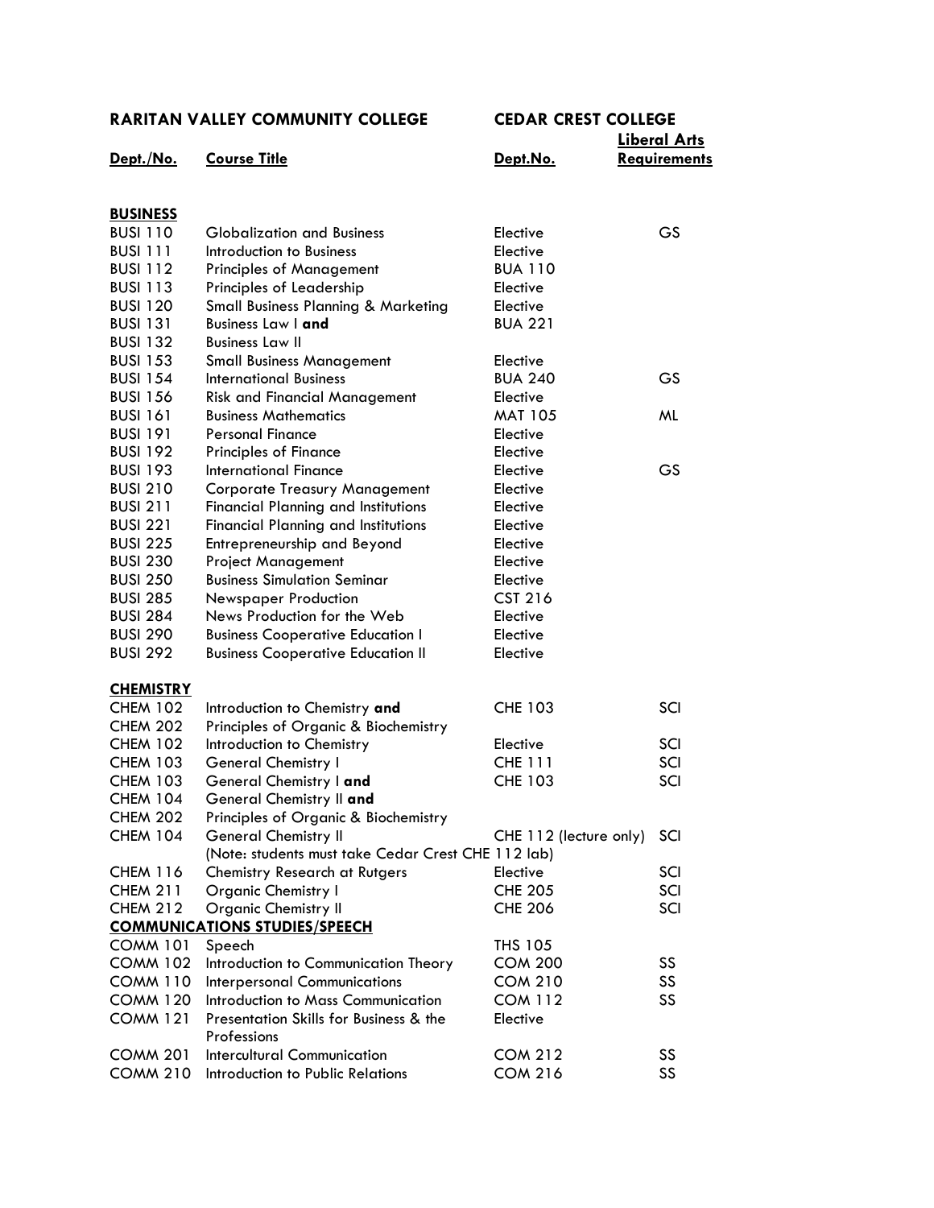| RARITAN VALLEY COMMUNITY COLLEGE | | CEDAR CREST COLLEGE | |
|---|---|---|---|
| **Dept./No.** | **Course Title** | **Dept.No.** | **Liberal Arts Requirements** |
| **BUSINESS** | | | |
| BUSI 110 | Globalization and Business | Elective | GS |
| BUSI 111 | Introduction to Business | Elective | |
| BUSI 112 | Principles of Management | BUA 110 | |
| BUSI 113 | Principles of Leadership | Elective | |
| BUSI 120 | Small Business Planning & Marketing | Elective | |
| BUSI 131 | Business Law I **and** | BUA 221 | |
| BUSI 132 | Business Law II | | |
| BUSI 153 | Small Business Management | Elective | |
| BUSI 154 | International Business | BUA 240 | GS |
| BUSI 156 | Risk and Financial Management | Elective | |
| BUSI 161 | Business Mathematics | MAT 105 | ML |
| BUSI 191 | Personal Finance | Elective | |
| BUSI 192 | Principles of Finance | Elective | |
| BUSI 193 | International Finance | Elective | GS |
| BUSI 210 | Corporate Treasury Management | Elective | |
| BUSI 211 | Financial Planning and Institutions | Elective | |
| BUSI 221 | Financial Planning and Institutions | Elective | |
| BUSI 225 | Entrepreneurship and Beyond | Elective | |
| BUSI 230 | Project Management | Elective | |
| BUSI 250 | Business Simulation Seminar | Elective | |
| BUSI 285 | Newspaper Production | CST 216 | |
| BUSI 284 | News Production for the Web | Elective | |
| BUSI 290 | Business Cooperative Education I | Elective | |
| BUSI 292 | Business Cooperative Education II | Elective | |
| **CHEMISTRY** | | | |
| CHEM 102 | Introduction to Chemistry **and** | CHE 103 | SCI |
| CHEM 202 | Principles of Organic & Biochemistry | | |
| CHEM 102 | Introduction to Chemistry | Elective | SCI |
| CHEM 103 | General Chemistry I | CHE 111 | SCI |
| CHEM 103 | General Chemistry I **and** | CHE 103 | SCI |
| CHEM 104 | General Chemistry II **and** | | |
| CHEM 202 | Principles of Organic & Biochemistry | | |
| CHEM 104 | General Chemistry II | CHE 112 (lecture only) | SCI |
| | (Note: students must take Cedar Crest CHE 112 lab) | | |
| CHEM 116 | Chemistry Research at Rutgers | Elective | SCI |
| CHEM 211 | Organic Chemistry I | CHE 205 | SCI |
| CHEM 212 | Organic Chemistry II | CHE 206 | SCI |
| **COMMUNICATIONS STUDIES/SPEECH** | | | |
| COMM 101 | Speech | THS 105 | |
| COMM 102 | Introduction to Communication Theory | COM 200 | SS |
| COMM 110 | Interpersonal Communications | COM 210 | SS |
| COMM 120 | Introduction to Mass Communication | COM 112 | SS |
| COMM 121 | Presentation Skills for Business & the Professions | Elective | |
| COMM 201 | Intercultural Communication | COM 212 | SS |
| COMM 210 | Introduction to Public Relations | COM 216 | SS |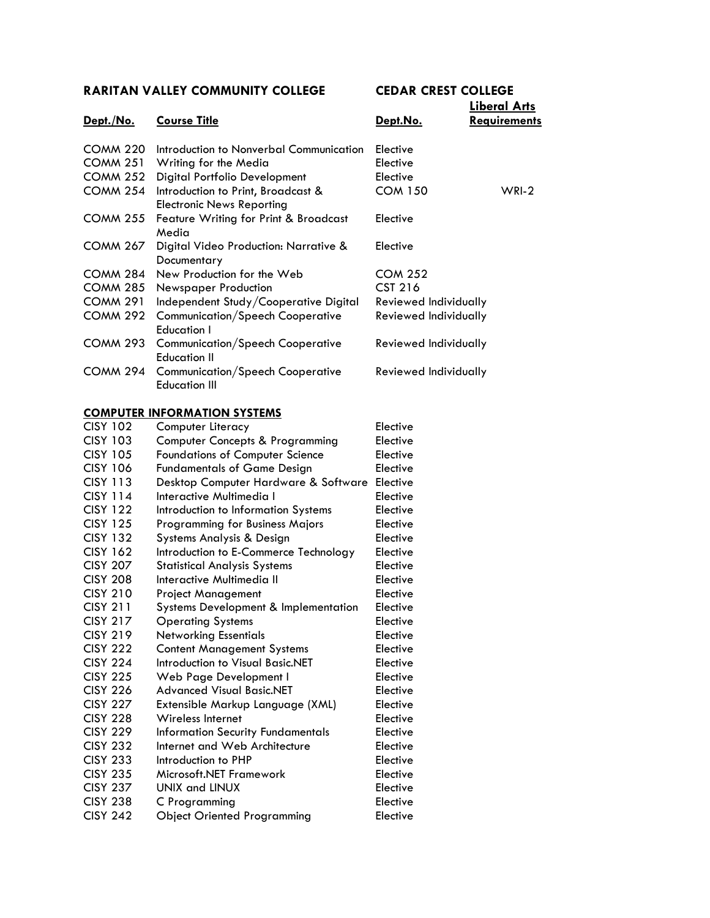| RARITAN VALLEY COMMUNITY COLLEGE | | CEDAR CREST COLLEGE | |
|---|---|---|---|
| **Dept./No.** | **Course Title** | **Dept.No.** | **Liberal Arts Requirements** |
| COMM 220 | Introduction to Nonverbal Communication | Elective | |
| COMM 251 | Writing for the Media | Elective | |
| COMM 252 | Digital Portfolio Development | Elective | |
| COMM 254 | Introduction to Print, Broadcast & Electronic News Reporting | COM 150 | WRI-2 |
| COMM 255 | Feature Writing for Print & Broadcast Media | Elective | |
| COMM 267 | Digital Video Production: Narrative & Documentary | Elective | |
| COMM 284 | New Production for the Web | COM 252 | |
| COMM 285 | Newspaper Production | CST 216 | |
| COMM 291 | Independent Study/Cooperative Digital | Reviewed Individually | |
| COMM 292 | Communication/Speech Cooperative Education I | Reviewed Individually | |
| COMM 293 | Communication/Speech Cooperative Education II | Reviewed Individually | |
| COMM 294 | Communication/Speech Cooperative Education III | Reviewed Individually | |

## COMPUTER INFORMATION SYSTEMS

| Dept./No. | Course Title | Dept.No. | Liberal Arts Requirements |
|---|---|---|---|
| CISY 102 | Computer Literacy | Elective | |
| CISY 103 | Computer Concepts & Programming | Elective | |
| CISY 105 | Foundations of Computer Science | Elective | |
| CISY 106 | Fundamentals of Game Design | Elective | |
| CISY 113 | Desktop Computer Hardware & Software | Elective | |
| CISY 114 | Interactive Multimedia I | Elective | |
| CISY 122 | Introduction to Information Systems | Elective | |
| CISY 125 | Programming for Business Majors | Elective | |
| CISY 132 | Systems Analysis & Design | Elective | |
| CISY 162 | Introduction to E-Commerce Technology | Elective | |
| CISY 207 | Statistical Analysis Systems | Elective | |
| CISY 208 | Interactive Multimedia II | Elective | |
| CISY 210 | Project Management | Elective | |
| CISY 211 | Systems Development & Implementation | Elective | |
| CISY 217 | Operating Systems | Elective | |
| CISY 219 | Networking Essentials | Elective | |
| CISY 222 | Content Management Systems | Elective | |
| CISY 224 | Introduction to Visual Basic.NET | Elective | |
| CISY 225 | Web Page Development I | Elective | |
| CISY 226 | Advanced Visual Basic.NET | Elective | |
| CISY 227 | Extensible Markup Language (XML) | Elective | |
| CISY 228 | Wireless Internet | Elective | |
| CISY 229 | Information Security Fundamentals | Elective | |
| CISY 232 | Internet and Web Architecture | Elective | |
| CISY 233 | Introduction to PHP | Elective | |
| CISY 235 | Microsoft.NET Framework | Elective | |
| CISY 237 | UNIX and LINUX | Elective | |
| CISY 238 | C Programming | Elective | |
| CISY 242 | Object Oriented Programming | Elective | |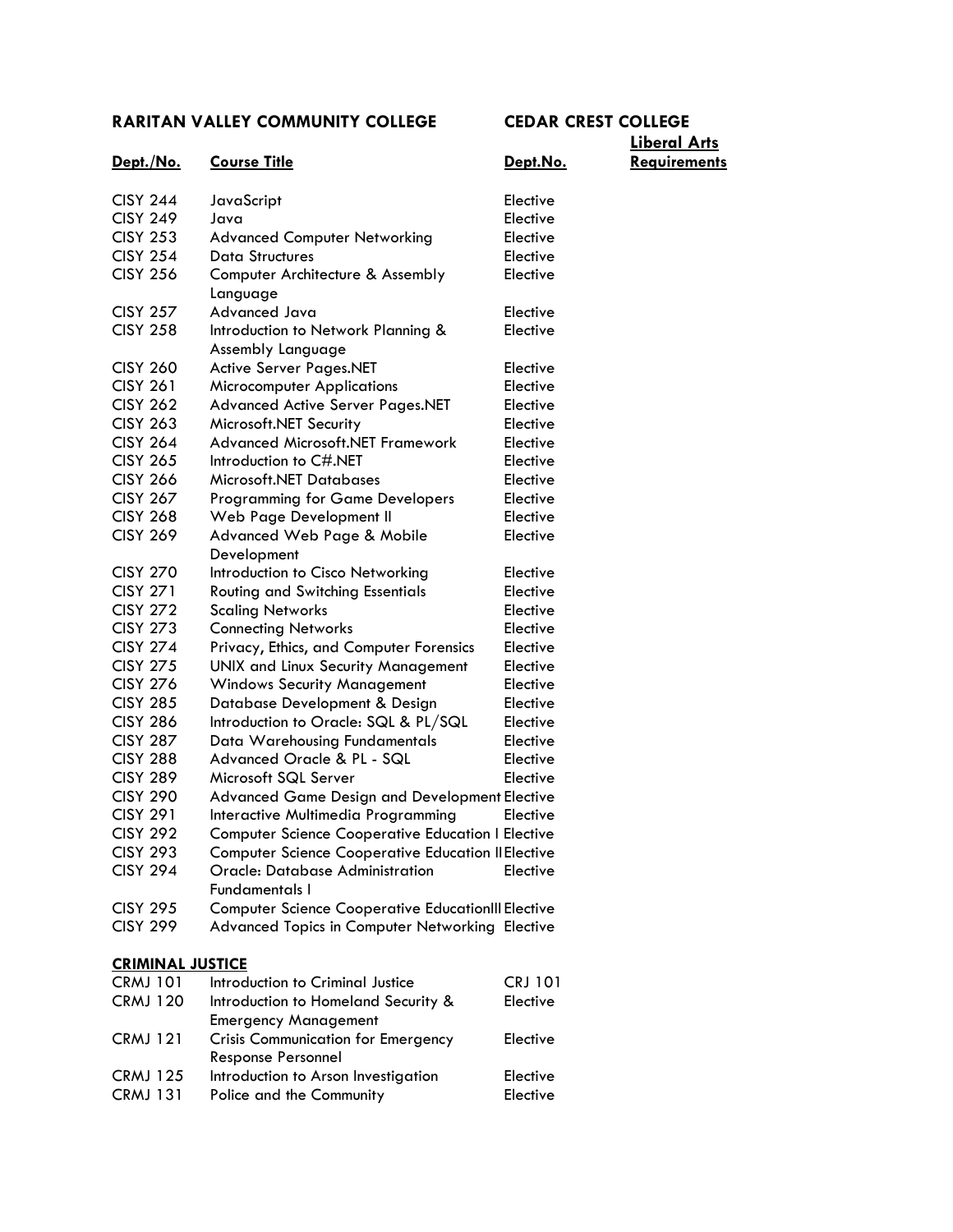| RARITAN VALLEY COMMUNITY COLLEGE | | CEDAR CREST COLLEGE | |
|---|---|---|---|
| **Dept./No.** | **Course Title** | **Dept.No.** | **Liberal Arts Requirements** |
| CISY 244 | JavaScript | Elective | |
| CISY 249 | Java | Elective | |
| CISY 253 | Advanced Computer Networking | Elective | |
| CISY 254 | Data Structures | Elective | |
| CISY 256 | Computer Architecture & Assembly Language | Elective | |
| CISY 257 | Advanced Java | Elective | |
| CISY 258 | Introduction to Network Planning & Assembly Language | Elective | |
| CISY 260 | Active Server Pages.NET | Elective | |
| CISY 261 | Microcomputer Applications | Elective | |
| CISY 262 | Advanced Active Server Pages.NET | Elective | |
| CISY 263 | Microsoft.NET Security | Elective | |
| CISY 264 | Advanced Microsoft.NET Framework | Elective | |
| CISY 265 | Introduction to C#.NET | Elective | |
| CISY 266 | Microsoft.NET Databases | Elective | |
| CISY 267 | Programming for Game Developers | Elective | |
| CISY 268 | Web Page Development II | Elective | |
| CISY 269 | Advanced Web Page & Mobile Development | Elective | |
| CISY 270 | Introduction to Cisco Networking | Elective | |
| CISY 271 | Routing and Switching Essentials | Elective | |
| CISY 272 | Scaling Networks | Elective | |
| CISY 273 | Connecting Networks | Elective | |
| CISY 274 | Privacy, Ethics, and Computer Forensics | Elective | |
| CISY 275 | UNIX and Linux Security Management | Elective | |
| CISY 276 | Windows Security Management | Elective | |
| CISY 285 | Database Development & Design | Elective | |
| CISY 286 | Introduction to Oracle: SQL & PL/SQL | Elective | |
| CISY 287 | Data Warehousing Fundamentals | Elective | |
| CISY 288 | Advanced Oracle & PL - SQL | Elective | |
| CISY 289 | Microsoft SQL Server | Elective | |
| CISY 290 | Advanced Game Design and Development | Elective | |
| CISY 291 | Interactive Multimedia Programming | Elective | |
| CISY 292 | Computer Science Cooperative Education I | Elective | |
| CISY 293 | Computer Science Cooperative Education II | Elective | |
| CISY 294 | Oracle: Database Administration Fundamentals I | Elective | |
| CISY 295 | Computer Science Cooperative EducationIII | Elective | |
| CISY 299 | Advanced Topics in Computer Networking | Elective | |
| **CRIMINAL JUSTICE** | | | |
| CRMJ 101 | Introduction to Criminal Justice | CRJ 101 | |
| CRMJ 120 | Introduction to Homeland Security & Emergency Management | Elective | |
| CRMJ 121 | Crisis Communication for Emergency Response Personnel | Elective | |
| CRMJ 125 | Introduction to Arson Investigation | Elective | |
| CRMJ 131 | Police and the Community | Elective | |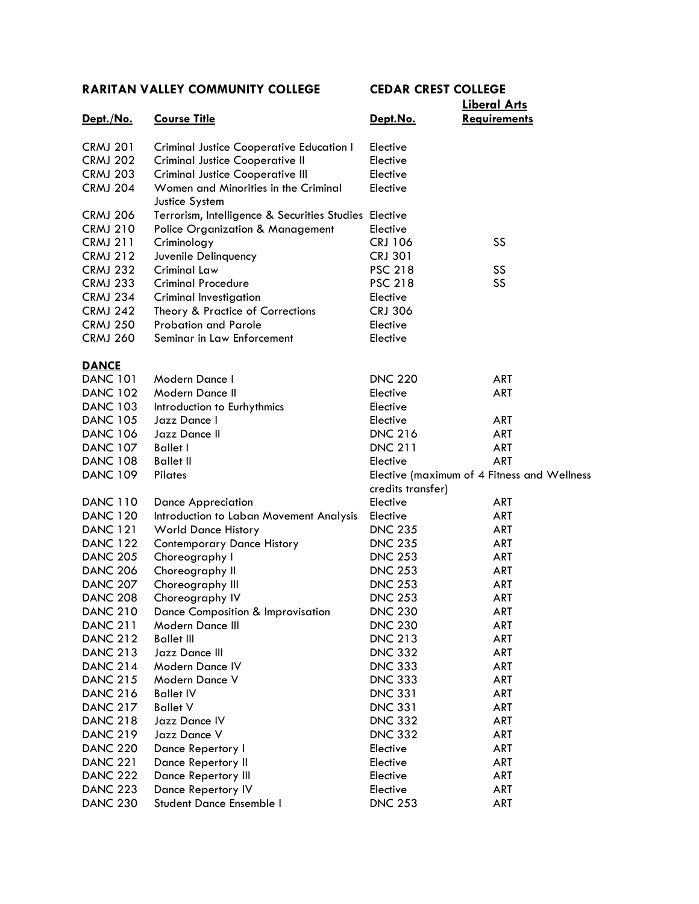| RARITAN VALLEY COMMUNITY COLLEGE | | CEDAR CREST COLLEGE | |
|---|---|---|---|
| **Dept./No.** | **Course Title** | **Dept.No.** | **Liberal Arts Requirements** |
| CRMJ 201 | Criminal Justice Cooperative Education I | Elective | |
| CRMJ 202 | Criminal Justice Cooperative II | Elective | |
| CRMJ 203 | Criminal Justice Cooperative III | Elective | |
| CRMJ 204 | Women and Minorities in the Criminal Justice System | Elective | |
| CRMJ 206 | Terrorism, Intelligence & Securities Studies | Elective | |
| CRMJ 210 | Police Organization & Management | Elective | |
| CRMJ 211 | Criminology | CRJ 106 | SS |
| CRMJ 212 | Juvenile Delinquency | CRJ 301 | |
| CRMJ 232 | Criminal Law | PSC 218 | SS |
| CRMJ 233 | Criminal Procedure | PSC 218 | SS |
| CRMJ 234 | Criminal Investigation | Elective | |
| CRMJ 242 | Theory & Practice of Corrections | CRJ 306 | |
| CRMJ 250 | Probation and Parole | Elective | |
| CRMJ 260 | Seminar in Law Enforcement | Elective | |
| **DANCE** | | | |
| DANC 101 | Modern Dance I | DNC 220 | ART |
| DANC 102 | Modern Dance II | Elective | ART |
| DANC 103 | Introduction to Eurhythmics | Elective | |
| DANC 105 | Jazz Dance I | Elective | ART |
| DANC 106 | Jazz Dance II | DNC 216 | ART |
| DANC 107 | Ballet I | DNC 211 | ART |
| DANC 108 | Ballet II | Elective | ART |
| DANC 109 | Pilates | Elective (maximum of 4 Fitness and Wellness credits transfer) | |
| DANC 110 | Dance Appreciation | Elective | ART |
| DANC 120 | Introduction to Laban Movement Analysis | Elective | ART |
| DANC 121 | World Dance History | DNC 235 | ART |
| DANC 122 | Contemporary Dance History | DNC 235 | ART |
| DANC 205 | Choreography I | DNC 253 | ART |
| DANC 206 | Choreography II | DNC 253 | ART |
| DANC 207 | Choreography III | DNC 253 | ART |
| DANC 208 | Choreography IV | DNC 253 | ART |
| DANC 210 | Dance Composition & Improvisation | DNC 230 | ART |
| DANC 211 | Modern Dance III | DNC 230 | ART |
| DANC 212 | Ballet III | DNC 213 | ART |
| DANC 213 | Jazz Dance III | DNC 332 | ART |
| DANC 214 | Modern Dance IV | DNC 333 | ART |
| DANC 215 | Modern Dance V | DNC 333 | ART |
| DANC 216 | Ballet IV | DNC 331 | ART |
| DANC 217 | Ballet V | DNC 331 | ART |
| DANC 218 | Jazz Dance IV | DNC 332 | ART |
| DANC 219 | Jazz Dance V | DNC 332 | ART |
| DANC 220 | Dance Repertory I | Elective | ART |
| DANC 221 | Dance Repertory II | Elective | ART |
| DANC 222 | Dance Repertory III | Elective | ART |
| DANC 223 | Dance Repertory IV | Elective | ART |
| DANC 230 | Student Dance Ensemble I | DNC 253 | ART |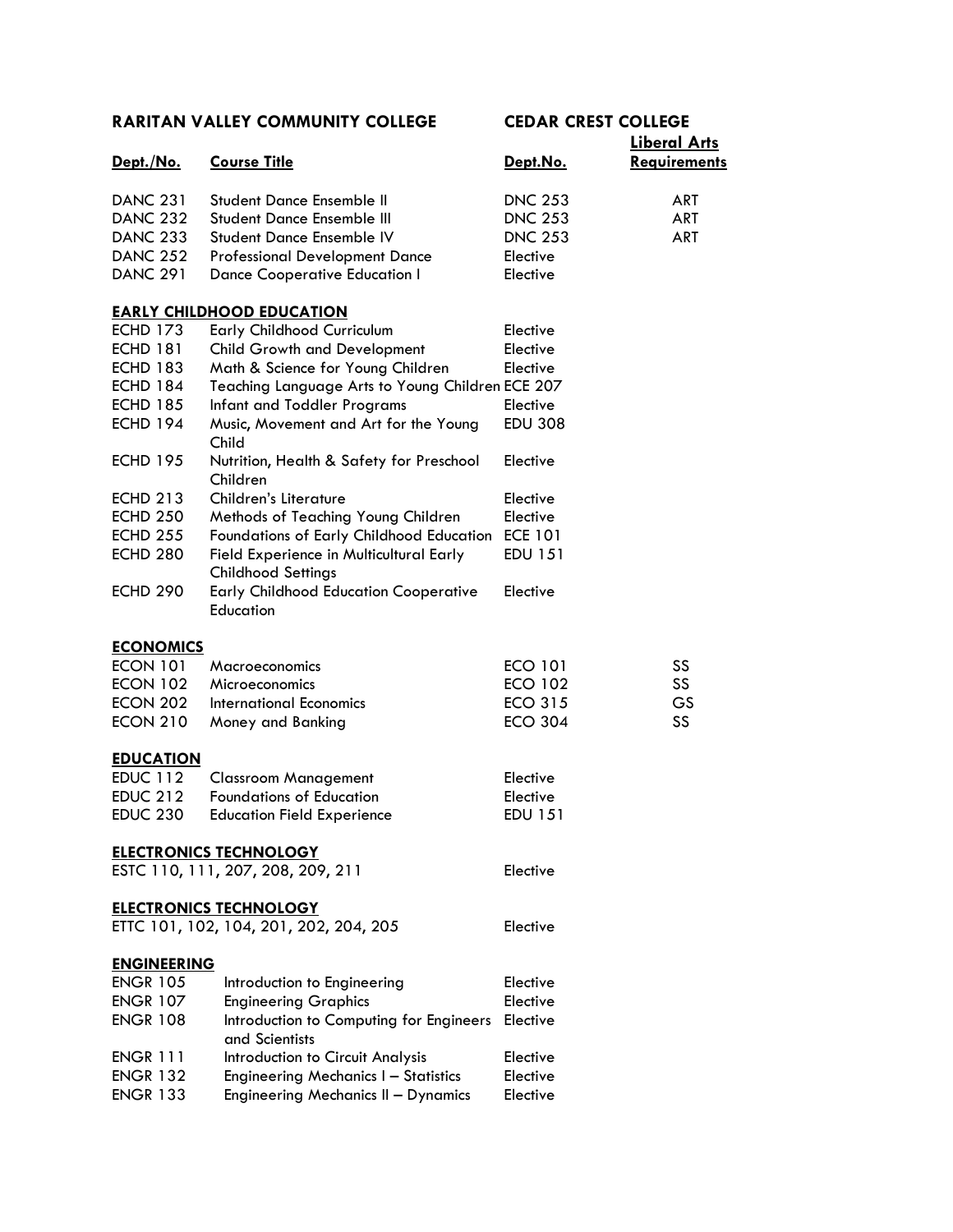| RARITAN VALLEY COMMUNITY COLLEGE | | CEDAR CREST COLLEGE | |
|---|---|---|---|
| **Dept./No.** | **Course Title** | **Dept.No.** | **Liberal Arts Requirements** |
| DANC 231 | Student Dance Ensemble II | DNC 253 | ART |
| DANC 232 | Student Dance Ensemble III | DNC 253 | ART |
| DANC 233 | Student Dance Ensemble IV | DNC 253 | ART |
| DANC 252 | Professional Development Dance | Elective | |
| DANC 291 | Dance Cooperative Education I | Elective | |
| **EARLY CHILDHOOD EDUCATION** | | | |
| ECHD 173 | Early Childhood Curriculum | Elective | |
| ECHD 181 | Child Growth and Development | Elective | |
| ECHD 183 | Math & Science for Young Children | Elective | |
| ECHD 184 | Teaching Language Arts to Young Children | ECE 207 | |
| ECHD 185 | Infant and Toddler Programs | Elective | |
| ECHD 194 | Music, Movement and Art for the Young Child | EDU 308 | |
| ECHD 195 | Nutrition, Health & Safety for Preschool Children | Elective | |
| ECHD 213 | Children's Literature | Elective | |
| ECHD 250 | Methods of Teaching Young Children | Elective | |
| ECHD 255 | Foundations of Early Childhood Education | ECE 101 | |
| ECHD 280 | Field Experience in Multicultural Early Childhood Settings | EDU 151 | |
| ECHD 290 | Early Childhood Education Cooperative Education | Elective | |
| **ECONOMICS** | | | |
| ECON 101 | Macroeconomics | ECO 101 | SS |
| ECON 102 | Microeconomics | ECO 102 | SS |
| ECON 202 | International Economics | ECO 315 | GS |
| ECON 210 | Money and Banking | ECO 304 | SS |
| **EDUCATION** | | | |
| EDUC 112 | Classroom Management | Elective | |
| EDUC 212 | Foundations of Education | Elective | |
| EDUC 230 | Education Field Experience | EDU 151 | |
| **ELECTRONICS TECHNOLOGY** | | | |
| ESTC 110, 111, 207, 208, 209, 211 | | Elective | |
| **ELECTRONICS TECHNOLOGY** | | | |
| ETTC 101, 102, 104, 201, 202, 204, 205 | | Elective | |
| **ENGINEERING** | | | |
| ENGR 105 | Introduction to Engineering | Elective | |
| ENGR 107 | Engineering Graphics | Elective | |
| ENGR 108 | Introduction to Computing for Engineers and Scientists | Elective | |
| ENGR 111 | Introduction to Circuit Analysis | Elective | |
| ENGR 132 | Engineering Mechanics I – Statistics | Elective | |
| ENGR 133 | Engineering Mechanics II – Dynamics | Elective | |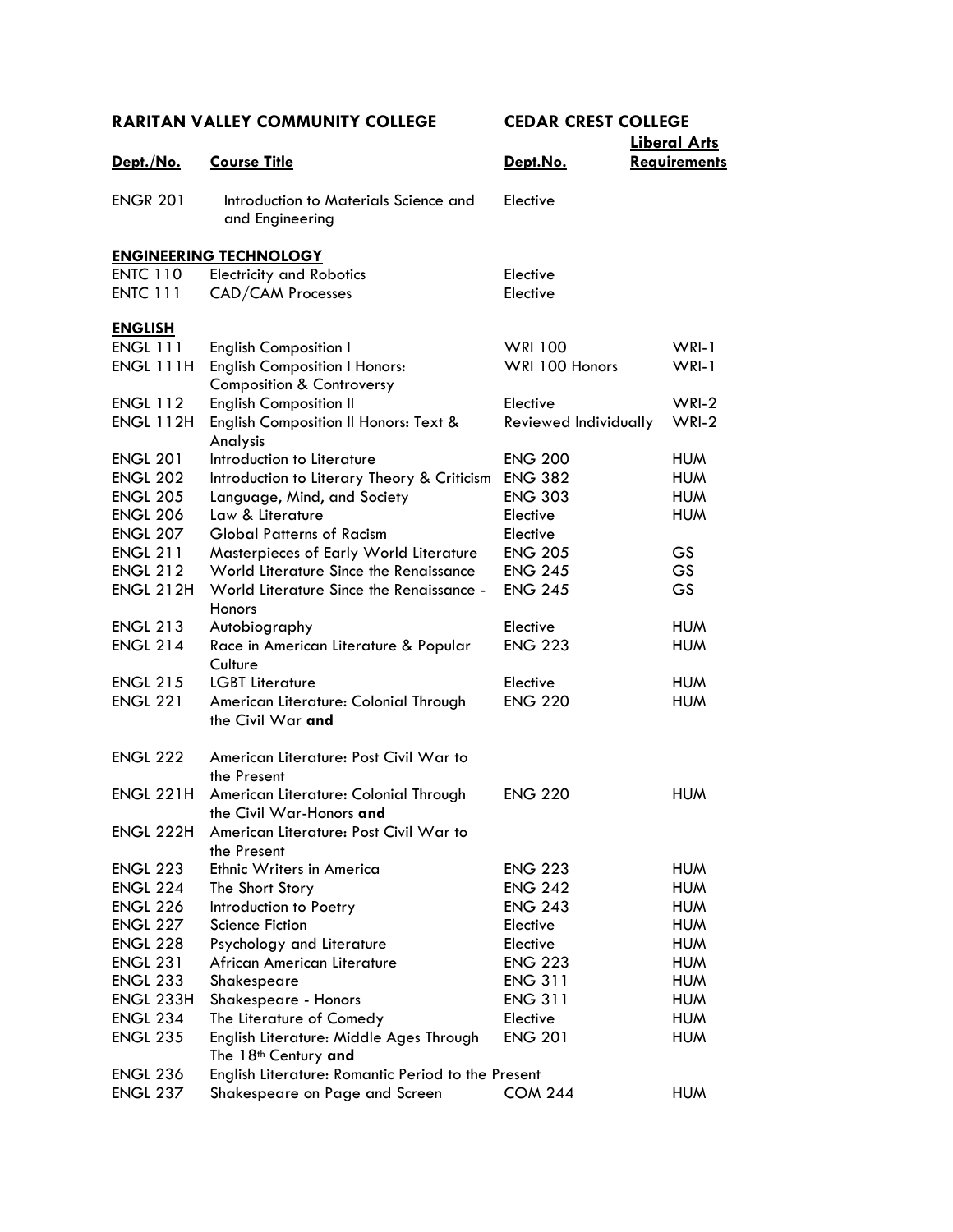| RARITAN VALLEY COMMUNITY COLLEGE | | CEDAR CREST COLLEGE | |
|---|---|---|---|
| **Dept./No.** | **Course Title** | **Dept.No.** | **Liberal Arts Requirements** |
| ENGR 201 | Introduction to Materials Science and and Engineering | Elective | |
| **ENGINEERING TECHNOLOGY** | | | |
| ENTC 110 | Electricity and Robotics | Elective | |
| ENTC 111 | CAD/CAM Processes | Elective | |
| **ENGLISH** | | | |
| ENGL 111 | English Composition I | WRI 100 | WRI-1 |
| ENGL 111H | English Composition I Honors: Composition & Controversy | WRI 100 Honors | WRI-1 |
| ENGL 112 | English Composition II | Elective | WRI-2 |
| ENGL 112H | English Composition II Honors: Text & Analysis | Reviewed Individually | WRI-2 |
| ENGL 201 | Introduction to Literature | ENG 200 | HUM |
| ENGL 202 | Introduction to Literary Theory & Criticism | ENG 382 | HUM |
| ENGL 205 | Language, Mind, and Society | ENG 303 | HUM |
| ENGL 206 | Law & Literature | Elective | HUM |
| ENGL 207 | Global Patterns of Racism | Elective | |
| ENGL 211 | Masterpieces of Early World Literature | ENG 205 | GS |
| ENGL 212 | World Literature Since the Renaissance | ENG 245 | GS |
| ENGL 212H | World Literature Since the Renaissance - Honors | ENG 245 | GS |
| ENGL 213 | Autobiography | Elective | HUM |
| ENGL 214 | Race in American Literature & Popular Culture | ENG 223 | HUM |
| ENGL 215 | LGBT Literature | Elective | HUM |
| ENGL 221 | American Literature: Colonial Through the Civil War **and** | ENG 220 | HUM |
| ENGL 222 | American Literature: Post Civil War to the Present | | |
| ENGL 221H | American Literature: Colonial Through the Civil War-Honors **and** | ENG 220 | HUM |
| ENGL 222H | American Literature: Post Civil War to the Present | | |
| ENGL 223 | Ethnic Writers in America | ENG 223 | HUM |
| ENGL 224 | The Short Story | ENG 242 | HUM |
| ENGL 226 | Introduction to Poetry | ENG 243 | HUM |
| ENGL 227 | Science Fiction | Elective | HUM |
| ENGL 228 | Psychology and Literature | Elective | HUM |
| ENGL 231 | African American Literature | ENG 223 | HUM |
| ENGL 233 | Shakespeare | ENG 311 | HUM |
| ENGL 233H | Shakespeare - Honors | ENG 311 | HUM |
| ENGL 234 | The Literature of Comedy | Elective | HUM |
| ENGL 235 | English Literature: Middle Ages Through The 18th Century **and** | ENG 201 | HUM |
| ENGL 236 | English Literature: Romantic Period to the Present | | |
| ENGL 237 | Shakespeare on Page and Screen | COM 244 | HUM |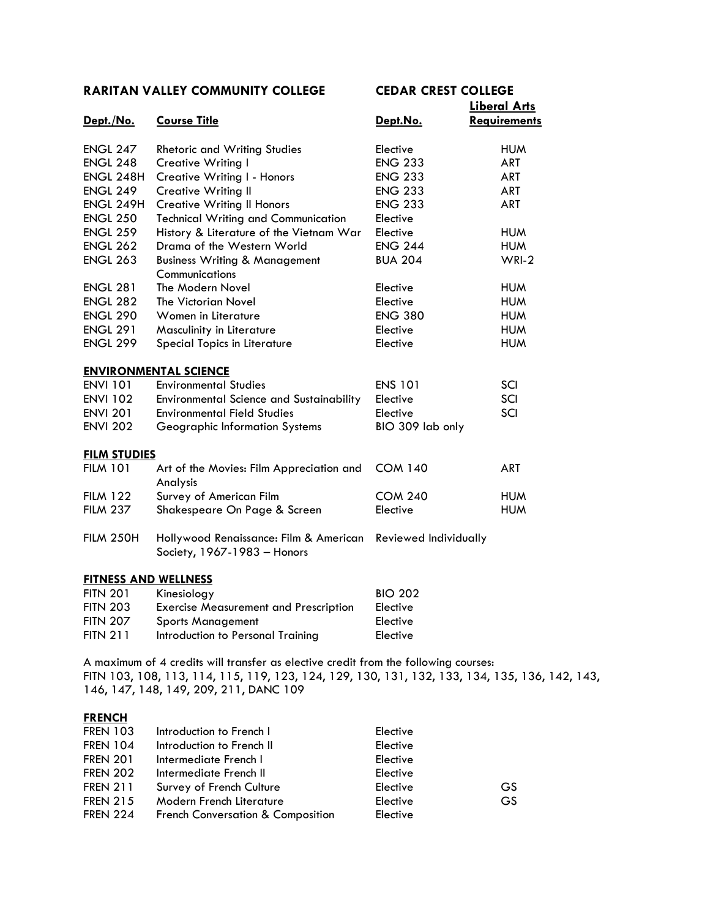| RARITAN VALLEY COMMUNITY COLLEGE | | CEDAR CREST COLLEGE | |
|---|---|---|---|
| **Dept./No.** | **Course Title** | **Dept.No.** | **Liberal Arts Requirements** |
| ENGL 247 | Rhetoric and Writing Studies | Elective | HUM |
| ENGL 248 | Creative Writing I | ENG 233 | ART |
| ENGL 248H | Creative Writing I - Honors | ENG 233 | ART |
| ENGL 249 | Creative Writing II | ENG 233 | ART |
| ENGL 249H | Creative Writing II Honors | ENG 233 | ART |
| ENGL 250 | Technical Writing and Communication | Elective | |
| ENGL 259 | History & Literature of the Vietnam War | Elective | HUM |
| ENGL 262 | Drama of the Western World | ENG 244 | HUM |
| ENGL 263 | Business Writing & Management Communications | BUA 204 | WRI-2 |
| ENGL 281 | The Modern Novel | Elective | HUM |
| ENGL 282 | The Victorian Novel | Elective | HUM |
| ENGL 290 | Women in Literature | ENG 380 | HUM |
| ENGL 291 | Masculinity in Literature | Elective | HUM |
| ENGL 299 | Special Topics in Literature | Elective | HUM |
| **ENVIRONMENTAL SCIENCE** | | | |
| ENVI 101 | Environmental Studies | ENS 101 | SCI |
| ENVI 102 | Environmental Science and Sustainability | Elective | SCI |
| ENVI 201 | Environmental Field Studies | Elective | SCI |
| ENVI 202 | Geographic Information Systems | BIO 309 lab only | |
| **FILM STUDIES** | | | |
| FILM 101 | Art of the Movies: Film Appreciation and Analysis | COM 140 | ART |
| FILM 122 | Survey of American Film | COM 240 | HUM |
| FILM 237 | Shakespeare On Page & Screen | Elective | HUM |
| FILM 250H | Hollywood Renaissance: Film & American Society, 1967-1983 – Honors | Reviewed Individually | |
| **FITNESS AND WELLNESS** | | | |
| FITN 201 | Kinesiology | BIO 202 | |
| FITN 203 | Exercise Measurement and Prescription | Elective | |
| FITN 207 | Sports Management | Elective | |
| FITN 211 | Introduction to Personal Training | Elective | |

A maximum of 4 credits will transfer as elective credit from the following courses:
FITN 103, 108, 113, 114, 115, 119, 123, 124, 129, 130, 131, 132, 133, 134, 135, 136, 142, 143, 146, 147, 148, 149, 209, 211, DANC 109

| **FRENCH** | | | |
|---|---|---|---|
| FREN 103 | Introduction to French I | Elective | |
| FREN 104 | Introduction to French II | Elective | |
| FREN 201 | Intermediate French I | Elective | |
| FREN 202 | Intermediate French II | Elective | |
| FREN 211 | Survey of French Culture | Elective | GS |
| FREN 215 | Modern French Literature | Elective | GS |
| FREN 224 | French Conversation & Composition | Elective | |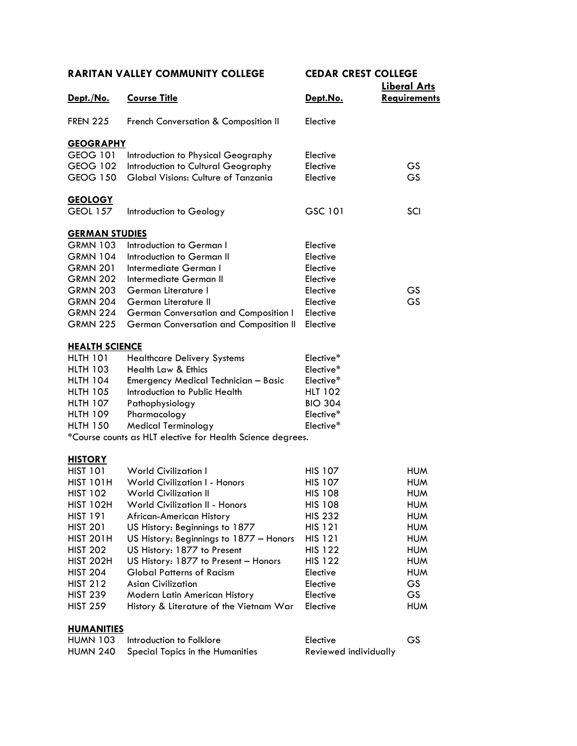| RARITAN VALLEY COMMUNITY COLLEGE | | CEDAR CREST COLLEGE | |
|---|---|---|---|
| **Dept./No.** | **Course Title** | **Dept.No.** | **Liberal Arts Requirements** |
| FREN 225 | French Conversation & Composition II | Elective | |
| **GEOGRAPHY** | | | |
| GEOG 101 | Introduction to Physical Geography | Elective | |
| GEOG 102 | Introduction to Cultural Geography | Elective | GS |
| GEOG 150 | Global Visions: Culture of Tanzania | Elective | GS |
| **GEOLOGY** | | | |
| GEOL 157 | Introduction to Geology | GSC 101 | SCI |
| **GERMAN STUDIES** | | | |
| GRMN 103 | Introduction to German I | Elective | |
| GRMN 104 | Introduction to German II | Elective | |
| GRMN 201 | Intermediate German I | Elective | |
| GRMN 202 | Intermediate German II | Elective | |
| GRMN 203 | German Literature I | Elective | GS |
| GRMN 204 | German Literature II | Elective | GS |
| GRMN 224 | German Conversation and Composition I | Elective | |
| GRMN 225 | German Conversation and Composition II | Elective | |
| **HEALTH SCIENCE** | | | |
| HLTH 101 | Healthcare Delivery Systems | Elective* | |
| HLTH 103 | Health Law & Ethics | Elective* | |
| HLTH 104 | Emergency Medical Technician – Basic | Elective* | |
| HLTH 105 | Introduction to Public Health | HLT 102 | |
| HLTH 107 | Pathophysiology | BIO 304 | |
| HLTH 109 | Pharmacology | Elective* | |
| HLTH 150 | Medical Terminology | Elective* | |

*Course counts as HLT elective for Health Science degrees.

| Dept./No. | Course Title | Dept.No. | Liberal Arts Requirements |
|---|---|---|---|
| **HISTORY** | | | |
| HIST 101 | World Civilization I | HIS 107 | HUM |
| HIST 101H | World Civilization I - Honors | HIS 107 | HUM |
| HIST 102 | World Civilization II | HIS 108 | HUM |
| HIST 102H | World Civilization II - Honors | HIS 108 | HUM |
| HIST 191 | African-American History | HIS 232 | HUM |
| HIST 201 | US History: Beginnings to 1877 | HIS 121 | HUM |
| HIST 201H | US History: Beginnings to 1877 – Honors | HIS 121 | HUM |
| HIST 202 | US History: 1877 to Present | HIS 122 | HUM |
| HIST 202H | US History: 1877 to Present – Honors | HIS 122 | HUM |
| HIST 204 | Global Patterns of Racism | Elective | HUM |
| HIST 212 | Asian Civilization | Elective | GS |
| HIST 239 | Modern Latin American History | Elective | GS |
| HIST 259 | History & Literature of the Vietnam War | Elective | HUM |
| **HUMANITIES** | | | |
| HUMN 103 | Introduction to Folklore | Elective | GS |
| HUMN 240 | Special Topics in the Humanities | Reviewed individually | |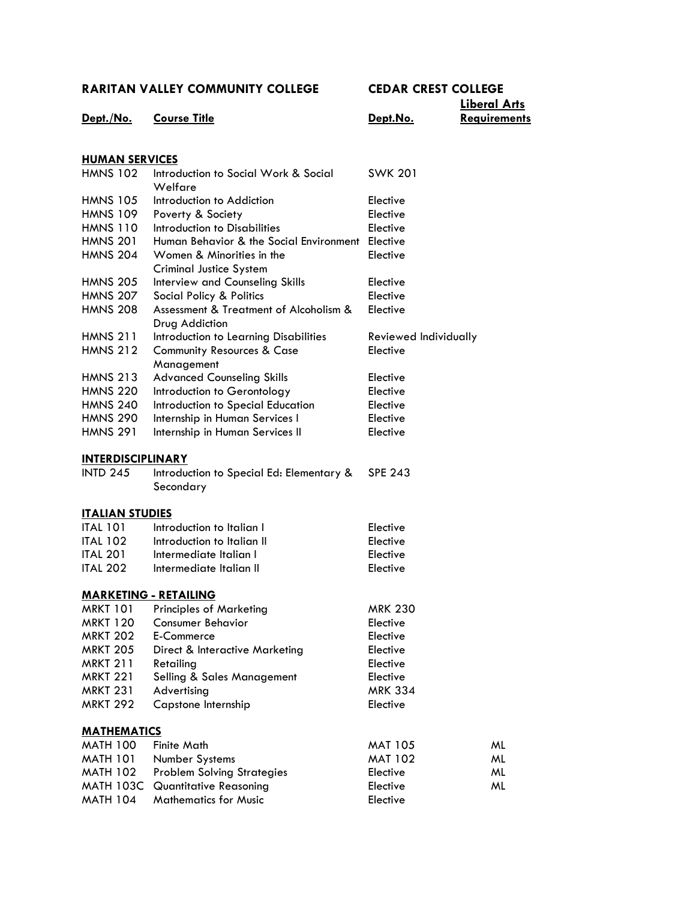| RARITAN VALLEY COMMUNITY COLLEGE | | CEDAR CREST COLLEGE | |
|---|---|---|---|
| **Dept./No.** | **Course Title** | **Dept.No.** | **Liberal Arts Requirements** |
| **HUMAN SERVICES** | | | |
| HMNS 102 | Introduction to Social Work & Social Welfare | SWK 201 | |
| HMNS 105 | Introduction to Addiction | Elective | |
| HMNS 109 | Poverty & Society | Elective | |
| HMNS 110 | Introduction to Disabilities | Elective | |
| HMNS 201 | Human Behavior & the Social Environment | Elective | |
| HMNS 204 | Women & Minorities in the Criminal Justice System | Elective | |
| HMNS 205 | Interview and Counseling Skills | Elective | |
| HMNS 207 | Social Policy & Politics | Elective | |
| HMNS 208 | Assessment & Treatment of Alcoholism & Drug Addiction | Elective | |
| HMNS 211 | Introduction to Learning Disabilities | Reviewed Individually | |
| HMNS 212 | Community Resources & Case Management | Elective | |
| HMNS 213 | Advanced Counseling Skills | Elective | |
| HMNS 220 | Introduction to Gerontology | Elective | |
| HMNS 240 | Introduction to Special Education | Elective | |
| HMNS 290 | Internship in Human Services I | Elective | |
| HMNS 291 | Internship in Human Services II | Elective | |
| **INTERDISCIPLINARY** | | | |
| INTD 245 | Introduction to Special Ed: Elementary & Secondary | SPE 243 | |
| **ITALIAN STUDIES** | | | |
| ITAL 101 | Introduction to Italian I | Elective | |
| ITAL 102 | Introduction to Italian II | Elective | |
| ITAL 201 | Intermediate Italian I | Elective | |
| ITAL 202 | Intermediate Italian II | Elective | |
| **MARKETING - RETAILING** | | | |
| MRKT 101 | Principles of Marketing | MRK 230 | |
| MRKT 120 | Consumer Behavior | Elective | |
| MRKT 202 | E-Commerce | Elective | |
| MRKT 205 | Direct & Interactive Marketing | Elective | |
| MRKT 211 | Retailing | Elective | |
| MRKT 221 | Selling & Sales Management | Elective | |
| MRKT 231 | Advertising | MRK 334 | |
| MRKT 292 | Capstone Internship | Elective | |
| **MATHEMATICS** | | | |
| MATH 100 | Finite Math | MAT 105 | ML |
| MATH 101 | Number Systems | MAT 102 | ML |
| MATH 102 | Problem Solving Strategies | Elective | ML |
| MATH 103C | Quantitative Reasoning | Elective | ML |
| MATH 104 | Mathematics for Music | Elective | |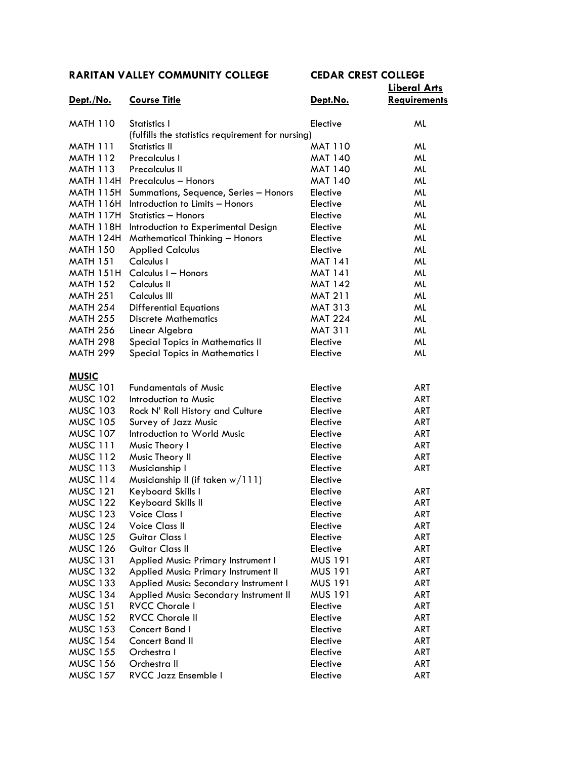| RARITAN VALLEY COMMUNITY COLLEGE | | CEDAR CREST COLLEGE | |
|---|---|---|---|
| **Dept./No.** | **Course Title** | **Dept.No.** | **Liberal Arts Requirements** |
| MATH 110 | Statistics I (fulfills the statistics requirement for nursing) | Elective | ML |
| MATH 111 | Statistics II | MAT 110 | ML |
| MATH 112 | Precalculus I | MAT 140 | ML |
| MATH 113 | Precalculus II | MAT 140 | ML |
| MATH 114H | Precalculus – Honors | MAT 140 | ML |
| MATH 115H | Summations, Sequence, Series – Honors | Elective | ML |
| MATH 116H | Introduction to Limits – Honors | Elective | ML |
| MATH 117H | Statistics – Honors | Elective | ML |
| MATH 118H | Introduction to Experimental Design | Elective | ML |
| MATH 124H | Mathematical Thinking – Honors | Elective | ML |
| MATH 150 | Applied Calculus | Elective | ML |
| MATH 151 | Calculus I | MAT 141 | ML |
| MATH 151H | Calculus I – Honors | MAT 141 | ML |
| MATH 152 | Calculus II | MAT 142 | ML |
| MATH 251 | Calculus III | MAT 211 | ML |
| MATH 254 | Differential Equations | MAT 313 | ML |
| MATH 255 | Discrete Mathematics | MAT 224 | ML |
| MATH 256 | Linear Algebra | MAT 311 | ML |
| MATH 298 | Special Topics in Mathematics II | Elective | ML |
| MATH 299 | Special Topics in Mathematics I | Elective | ML |
| **MUSIC** | | | |
| MUSC 101 | Fundamentals of Music | Elective | ART |
| MUSC 102 | Introduction to Music | Elective | ART |
| MUSC 103 | Rock N' Roll History and Culture | Elective | ART |
| MUSC 105 | Survey of Jazz Music | Elective | ART |
| MUSC 107 | Introduction to World Music | Elective | ART |
| MUSC 111 | Music Theory I | Elective | ART |
| MUSC 112 | Music Theory II | Elective | ART |
| MUSC 113 | Musicianship I | Elective | ART |
| MUSC 114 | Musicianship II (if taken w/111) | Elective | |
| MUSC 121 | Keyboard Skills I | Elective | ART |
| MUSC 122 | Keyboard Skills II | Elective | ART |
| MUSC 123 | Voice Class I | Elective | ART |
| MUSC 124 | Voice Class II | Elective | ART |
| MUSC 125 | Guitar Class I | Elective | ART |
| MUSC 126 | Guitar Class II | Elective | ART |
| MUSC 131 | Applied Music: Primary Instrument I | MUS 191 | ART |
| MUSC 132 | Applied Music: Primary Instrument II | MUS 191 | ART |
| MUSC 133 | Applied Music: Secondary Instrument I | MUS 191 | ART |
| MUSC 134 | Applied Music: Secondary Instrument II | MUS 191 | ART |
| MUSC 151 | RVCC Chorale I | Elective | ART |
| MUSC 152 | RVCC Chorale II | Elective | ART |
| MUSC 153 | Concert Band I | Elective | ART |
| MUSC 154 | Concert Band II | Elective | ART |
| MUSC 155 | Orchestra I | Elective | ART |
| MUSC 156 | Orchestra II | Elective | ART |
| MUSC 157 | RVCC Jazz Ensemble I | Elective | ART |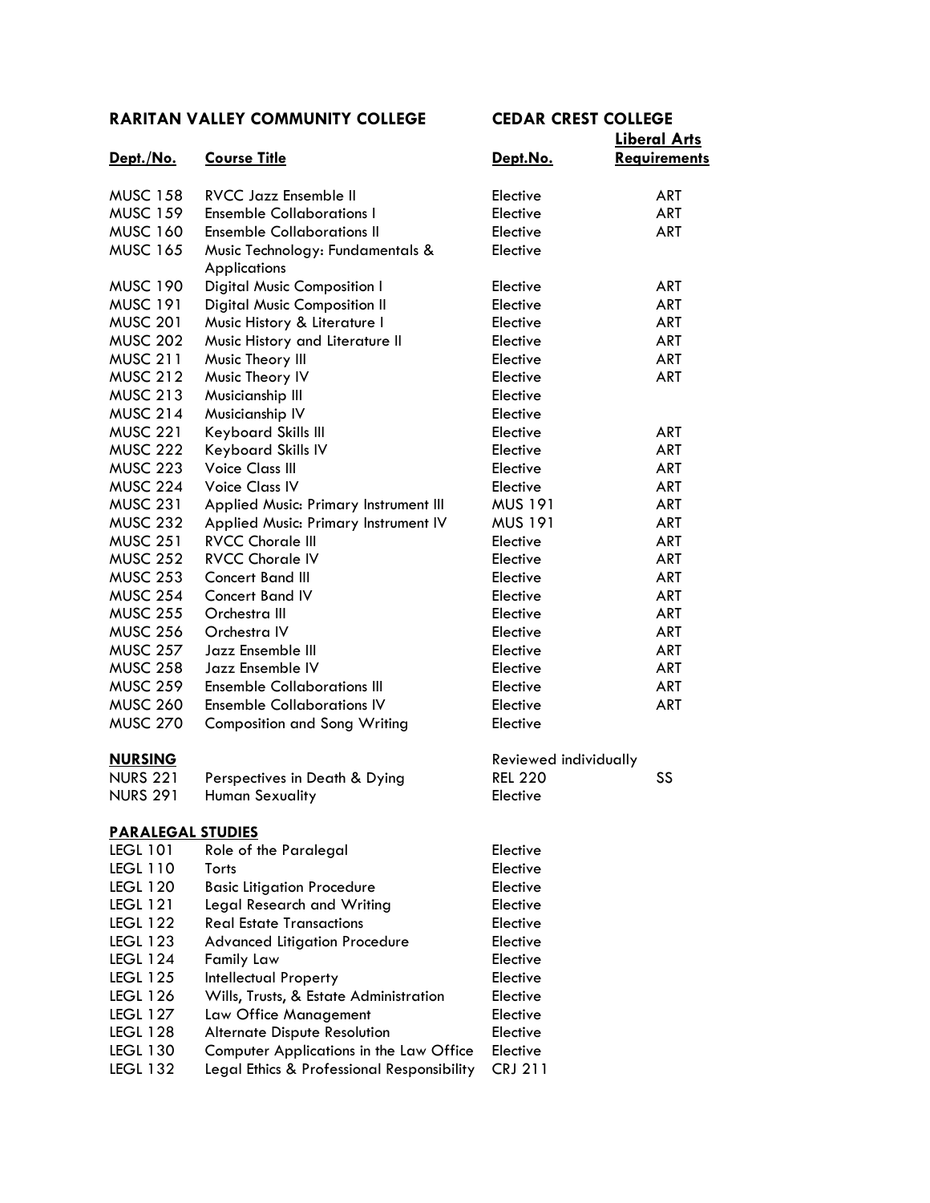| RARITAN VALLEY COMMUNITY COLLEGE | | CEDAR CREST COLLEGE | |
|---|---|---|---|
| **Dept./No.** | **Course Title** | **Dept.No.** | **Liberal Arts Requirements** |
| MUSC 158 | RVCC Jazz Ensemble II | Elective | ART |
| MUSC 159 | Ensemble Collaborations I | Elective | ART |
| MUSC 160 | Ensemble Collaborations II | Elective | ART |
| MUSC 165 | Music Technology: Fundamentals & Applications | Elective | |
| MUSC 190 | Digital Music Composition I | Elective | ART |
| MUSC 191 | Digital Music Composition II | Elective | ART |
| MUSC 201 | Music History & Literature I | Elective | ART |
| MUSC 202 | Music History and Literature II | Elective | ART |
| MUSC 211 | Music Theory III | Elective | ART |
| MUSC 212 | Music Theory IV | Elective | ART |
| MUSC 213 | Musicianship III | Elective | |
| MUSC 214 | Musicianship IV | Elective | |
| MUSC 221 | Keyboard Skills III | Elective | ART |
| MUSC 222 | Keyboard Skills IV | Elective | ART |
| MUSC 223 | Voice Class III | Elective | ART |
| MUSC 224 | Voice Class IV | Elective | ART |
| MUSC 231 | Applied Music: Primary Instrument III | MUS 191 | ART |
| MUSC 232 | Applied Music: Primary Instrument IV | MUS 191 | ART |
| MUSC 251 | RVCC Chorale III | Elective | ART |
| MUSC 252 | RVCC Chorale IV | Elective | ART |
| MUSC 253 | Concert Band III | Elective | ART |
| MUSC 254 | Concert Band IV | Elective | ART |
| MUSC 255 | Orchestra III | Elective | ART |
| MUSC 256 | Orchestra IV | Elective | ART |
| MUSC 257 | Jazz Ensemble III | Elective | ART |
| MUSC 258 | Jazz Ensemble IV | Elective | ART |
| MUSC 259 | Ensemble Collaborations III | Elective | ART |
| MUSC 260 | Ensemble Collaborations IV | Elective | ART |
| MUSC 270 | Composition and Song Writing | Elective | |
| **NURSING** | | Reviewed individually | |
| NURS 221 | Perspectives in Death & Dying | REL 220 | SS |
| NURS 291 | Human Sexuality | Elective | |
| **PARALEGAL STUDIES** | | | |
| LEGL 101 | Role of the Paralegal | Elective | |
| LEGL 110 | Torts | Elective | |
| LEGL 120 | Basic Litigation Procedure | Elective | |
| LEGL 121 | Legal Research and Writing | Elective | |
| LEGL 122 | Real Estate Transactions | Elective | |
| LEGL 123 | Advanced Litigation Procedure | Elective | |
| LEGL 124 | Family Law | Elective | |
| LEGL 125 | Intellectual Property | Elective | |
| LEGL 126 | Wills, Trusts, & Estate Administration | Elective | |
| LEGL 127 | Law Office Management | Elective | |
| LEGL 128 | Alternate Dispute Resolution | Elective | |
| LEGL 130 | Computer Applications in the Law Office | Elective | |
| LEGL 132 | Legal Ethics & Professional Responsibility | CRJ 211 | |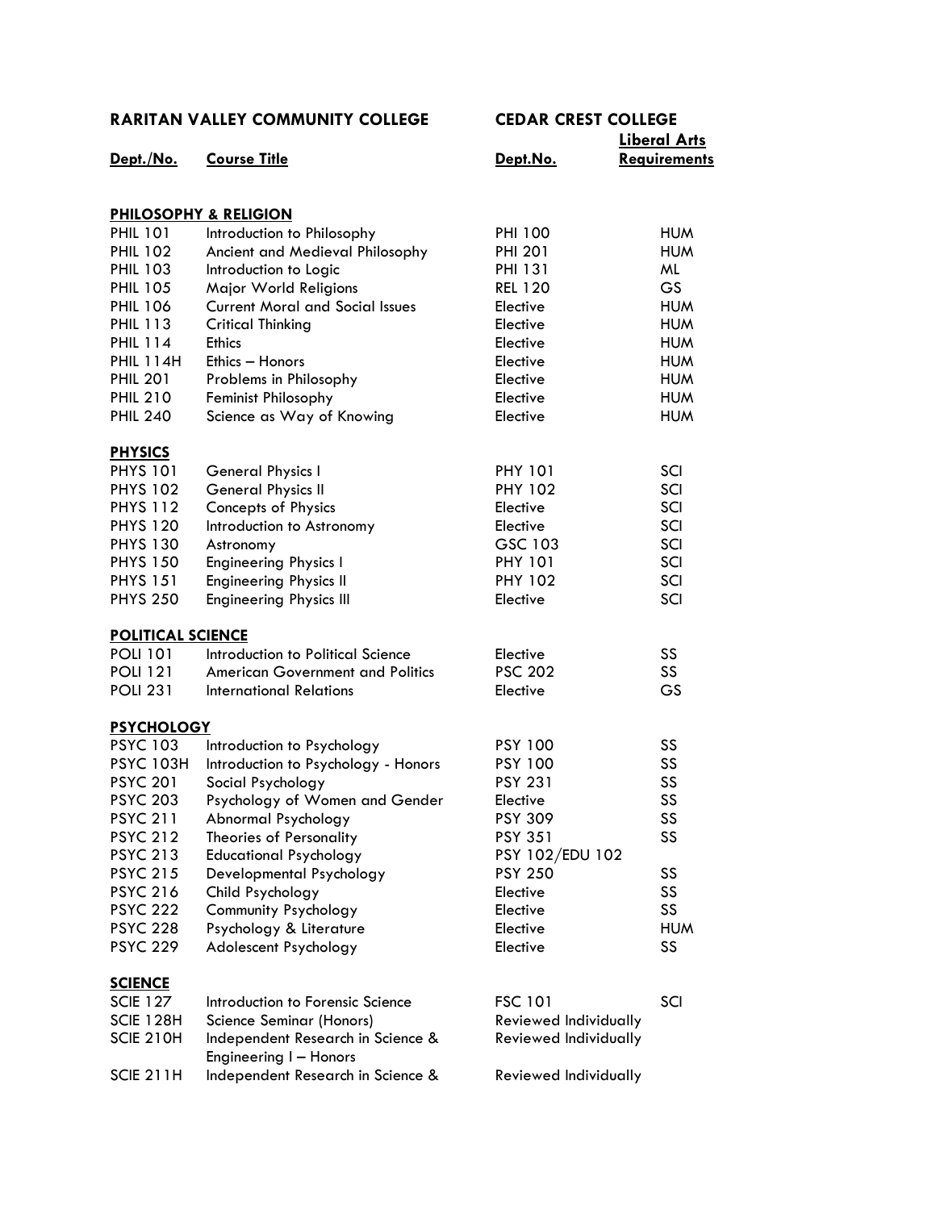| RARITAN VALLEY COMMUNITY COLLEGE | | CEDAR CREST COLLEGE | |
|---|---|---|---|
| **Dept./No.** | **Course Title** | **Dept.No.** | **Liberal Arts Requirements** |
| **PHILOSOPHY & RELIGION** | | | |
| PHIL 101 | Introduction to Philosophy | PHI 100 | HUM |
| PHIL 102 | Ancient and Medieval Philosophy | PHI 201 | HUM |
| PHIL 103 | Introduction to Logic | PHI 131 | ML |
| PHIL 105 | Major World Religions | REL 120 | GS |
| PHIL 106 | Current Moral and Social Issues | Elective | HUM |
| PHIL 113 | Critical Thinking | Elective | HUM |
| PHIL 114 | Ethics | Elective | HUM |
| PHIL 114H | Ethics – Honors | Elective | HUM |
| PHIL 201 | Problems in Philosophy | Elective | HUM |
| PHIL 210 | Feminist Philosophy | Elective | HUM |
| PHIL 240 | Science as Way of Knowing | Elective | HUM |
| **PHYSICS** | | | |
| PHYS 101 | General Physics I | PHY 101 | SCI |
| PHYS 102 | General Physics II | PHY 102 | SCI |
| PHYS 112 | Concepts of Physics | Elective | SCI |
| PHYS 120 | Introduction to Astronomy | Elective | SCI |
| PHYS 130 | Astronomy | GSC 103 | SCI |
| PHYS 150 | Engineering Physics I | PHY 101 | SCI |
| PHYS 151 | Engineering Physics II | PHY 102 | SCI |
| PHYS 250 | Engineering Physics III | Elective | SCI |
| **POLITICAL SCIENCE** | | | |
| POLI 101 | Introduction to Political Science | Elective | SS |
| POLI 121 | American Government and Politics | PSC 202 | SS |
| POLI 231 | International Relations | Elective | GS |
| **PSYCHOLOGY** | | | |
| PSYC 103 | Introduction to Psychology | PSY 100 | SS |
| PSYC 103H | Introduction to Psychology - Honors | PSY 100 | SS |
| PSYC 201 | Social Psychology | PSY 231 | SS |
| PSYC 203 | Psychology of Women and Gender | Elective | SS |
| PSYC 211 | Abnormal Psychology | PSY 309 | SS |
| PSYC 212 | Theories of Personality | PSY 351 | SS |
| PSYC 213 | Educational Psychology | PSY 102/EDU 102 | |
| PSYC 215 | Developmental Psychology | PSY 250 | SS |
| PSYC 216 | Child Psychology | Elective | SS |
| PSYC 222 | Community Psychology | Elective | SS |
| PSYC 228 | Psychology & Literature | Elective | HUM |
| PSYC 229 | Adolescent Psychology | Elective | SS |
| **SCIENCE** | | | |
| SCIE 127 | Introduction to Forensic Science | FSC 101 | SCI |
| SCIE 128H | Science Seminar (Honors) | Reviewed Individually | |
| SCIE 210H | Independent Research in Science & Engineering I – Honors | Reviewed Individually | |
| SCIE 211H | Independent Research in Science & | Reviewed Individually | |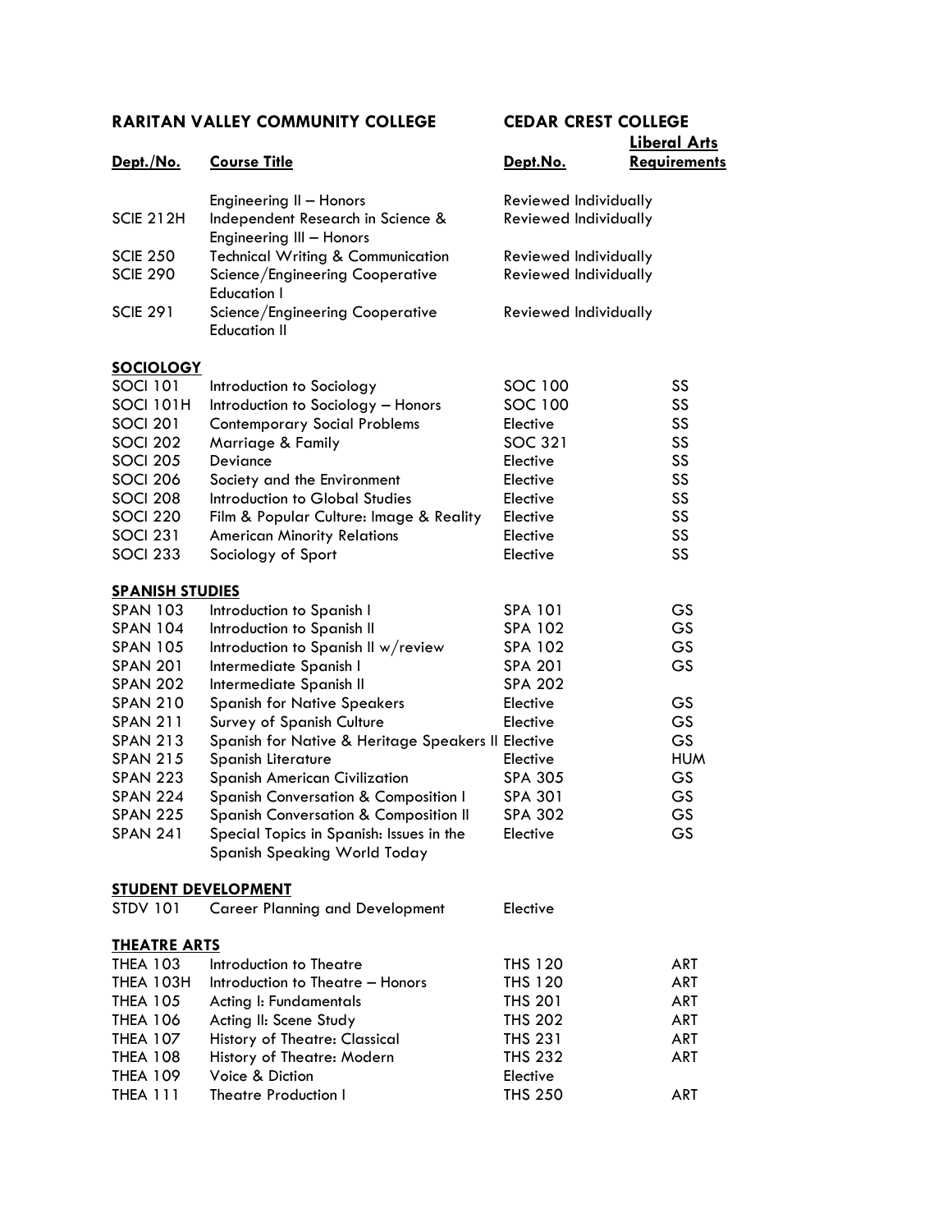| RARITAN VALLEY COMMUNITY COLLEGE | | CEDAR CREST COLLEGE | |
|---|---|---|---|
| **Dept./No.** | **Course Title** | **Dept.No.** | **Liberal Arts Requirements** |
| | Engineering II – Honors | Reviewed Individually | |
| SCIE 212H | Independent Research in Science & Engineering III – Honors | Reviewed Individually | |
| SCIE 250 | Technical Writing & Communication | Reviewed Individually | |
| SCIE 290 | Science/Engineering Cooperative Education I | Reviewed Individually | |
| SCIE 291 | Science/Engineering Cooperative Education II | Reviewed Individually | |
| **SOCIOLOGY** | | | |
| SOCI 101 | Introduction to Sociology | SOC 100 | SS |
| SOCI 101H | Introduction to Sociology – Honors | SOC 100 | SS |
| SOCI 201 | Contemporary Social Problems | Elective | SS |
| SOCI 202 | Marriage & Family | SOC 321 | SS |
| SOCI 205 | Deviance | Elective | SS |
| SOCI 206 | Society and the Environment | Elective | SS |
| SOCI 208 | Introduction to Global Studies | Elective | SS |
| SOCI 220 | Film & Popular Culture: Image & Reality | Elective | SS |
| SOCI 231 | American Minority Relations | Elective | SS |
| SOCI 233 | Sociology of Sport | Elective | SS |
| **SPANISH STUDIES** | | | |
| SPAN 103 | Introduction to Spanish I | SPA 101 | GS |
| SPAN 104 | Introduction to Spanish II | SPA 102 | GS |
| SPAN 105 | Introduction to Spanish II w/review | SPA 102 | GS |
| SPAN 201 | Intermediate Spanish I | SPA 201 | GS |
| SPAN 202 | Intermediate Spanish II | SPA 202 | |
| SPAN 210 | Spanish for Native Speakers | Elective | GS |
| SPAN 211 | Survey of Spanish Culture | Elective | GS |
| SPAN 213 | Spanish for Native & Heritage Speakers II | Elective | GS |
| SPAN 215 | Spanish Literature | Elective | HUM |
| SPAN 223 | Spanish American Civilization | SPA 305 | GS |
| SPAN 224 | Spanish Conversation & Composition I | SPA 301 | GS |
| SPAN 225 | Spanish Conversation & Composition II | SPA 302 | GS |
| SPAN 241 | Special Topics in Spanish: Issues in the Spanish Speaking World Today | Elective | GS |
| **STUDENT DEVELOPMENT** | | | |
| STDV 101 | Career Planning and Development | Elective | |
| **THEATRE ARTS** | | | |
| THEA 103 | Introduction to Theatre | THS 120 | ART |
| THEA 103H | Introduction to Theatre – Honors | THS 120 | ART |
| THEA 105 | Acting I: Fundamentals | THS 201 | ART |
| THEA 106 | Acting II: Scene Study | THS 202 | ART |
| THEA 107 | History of Theatre: Classical | THS 231 | ART |
| THEA 108 | History of Theatre: Modern | THS 232 | ART |
| THEA 109 | Voice & Diction | Elective | |
| THEA 111 | Theatre Production I | THS 250 | ART |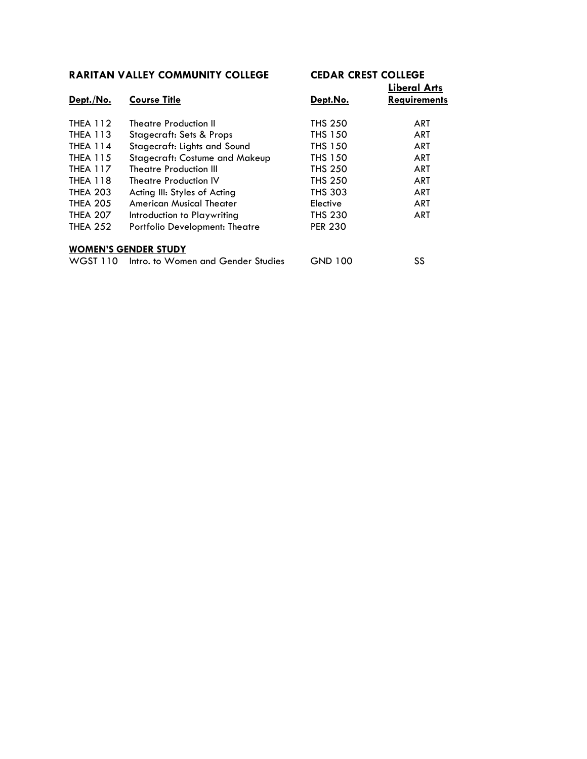| RARITAN VALLEY COMMUNITY COLLEGE | | CEDAR CREST COLLEGE | |
|---|---|---|---|
| **Dept./No.** | **Course Title** | **Dept.No.** | **Liberal Arts Requirements** |
| THEA 112 | Theatre Production II | THS 250 | ART |
| THEA 113 | Stagecraft: Sets & Props | THS 150 | ART |
| THEA 114 | Stagecraft: Lights and Sound | THS 150 | ART |
| THEA 115 | Stagecraft: Costume and Makeup | THS 150 | ART |
| THEA 117 | Theatre Production III | THS 250 | ART |
| THEA 118 | Theatre Production IV | THS 250 | ART |
| THEA 203 | Acting III: Styles of Acting | THS 303 | ART |
| THEA 205 | American Musical Theater | Elective | ART |
| THEA 207 | Introduction to Playwriting | THS 230 | ART |
| THEA 252 | Portfolio Development: Theatre | PER 230 | |
| **WOMEN'S GENDER STUDY** | | | |
| WGST 110 | Intro. to Women and Gender Studies | GND 100 | SS |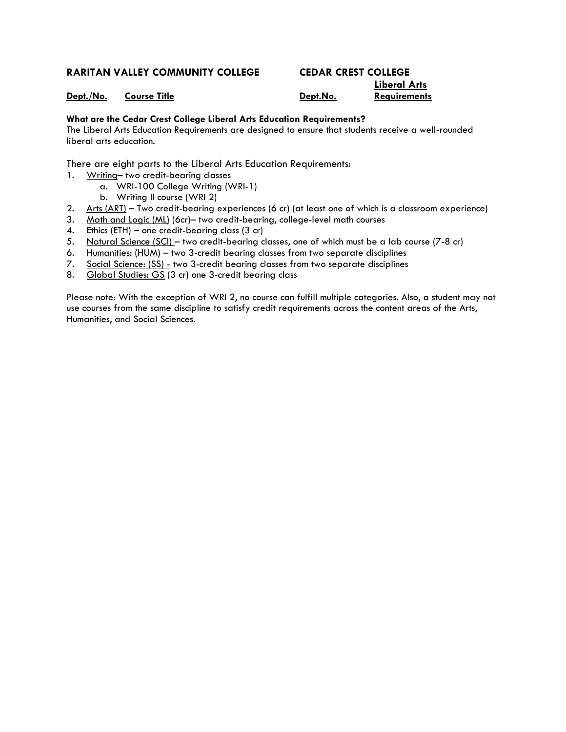**What are the Cedar Crest College Liberal Arts Education Requirements?**
The Liberal Arts Education Requirements are designed to ensure that students receive a well-rounded liberal arts education.

There are eight parts to the Liberal Arts Education Requirements:

1. Writing– two credit-bearing classes
   a. WRI-100 College Writing (WRI-1)
   b. Writing II course (WRI 2)
2. Arts (ART) – Two credit-bearing experiences (6 cr) (at least one of which is a classroom experience)
3. Math and Logic (ML) (6cr)– two credit-bearing, college-level math courses
4. Ethics (ETH) – one credit-bearing class (3 cr)
5. Natural Science (SCI) – two credit-bearing classes, one of which must be a lab course (7-8 cr)
6. Humanities: (HUM) – two 3-credit bearing classes from two separate disciplines
7. Social Science: (SS) - two 3-credit bearing classes from two separate disciplines
8. Global Studies: GS (3 cr) one 3-credit bearing class

Please note: With the exception of WRI 2, no course can fulfill multiple categories. Also, a student may not use courses from the same discipline to satisfy credit requirements across the content areas of the Arts, Humanities, and Social Sciences.